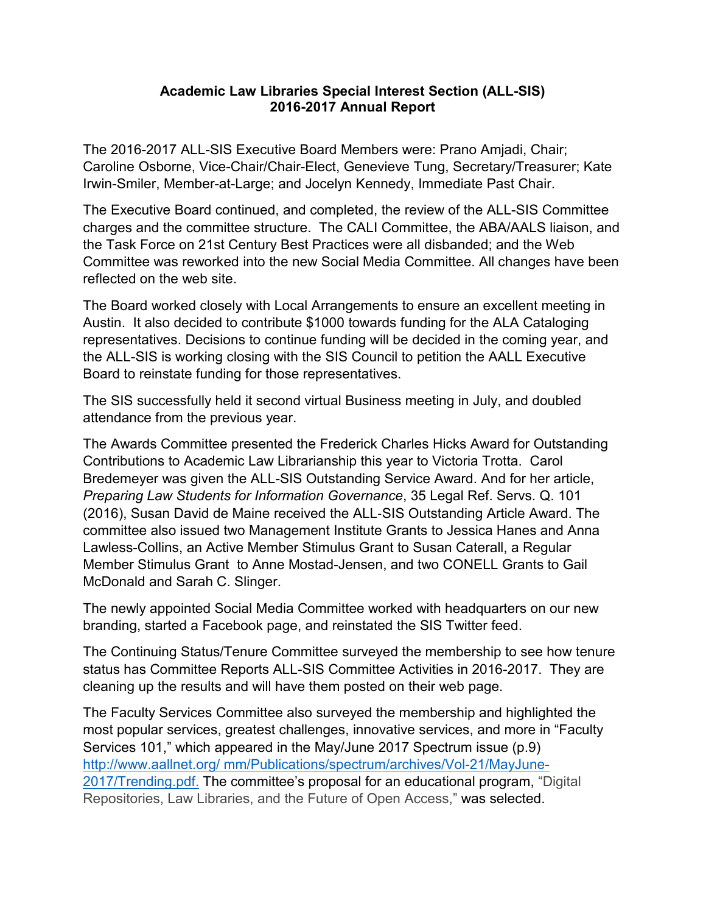**Academic Law Libraries Special Interest Section (ALL-SIS)**
**2016-2017 Annual Report**

The 2016-2017 ALL-SIS Executive Board Members were: Prano Amjadi, Chair; Caroline Osborne, Vice-Chair/Chair-Elect, Genevieve Tung, Secretary/Treasurer; Kate Irwin-Smiler, Member-at-Large; and Jocelyn Kennedy, Immediate Past Chair.

The Executive Board continued, and completed, the review of the ALL-SIS Committee charges and the committee structure. The CALI Committee, the ABA/AALS liaison, and the Task Force on 21st Century Best Practices were all disbanded; and the Web Committee was reworked into the new Social Media Committee. All changes have been reflected on the web site.

The Board worked closely with Local Arrangements to ensure an excellent meeting in Austin. It also decided to contribute $1000 towards funding for the ALA Cataloging representatives. Decisions to continue funding will be decided in the coming year, and the ALL-SIS is working closing with the SIS Council to petition the AALL Executive Board to reinstate funding for those representatives.

The SIS successfully held it second virtual Business meeting in July, and doubled attendance from the previous year.

The Awards Committee presented the Frederick Charles Hicks Award for Outstanding Contributions to Academic Law Librarianship this year to Victoria Trotta. Carol Bredemeyer was given the ALL-SIS Outstanding Service Award. And for her article, *Preparing Law Students for Information Governance*, 35 Legal Ref. Servs. Q. 101 (2016), Susan David de Maine received the ALL-SIS Outstanding Article Award. The committee also issued two Management Institute Grants to Jessica Hanes and Anna Lawless-Collins, an Active Member Stimulus Grant to Susan Caterall, a Regular Member Stimulus Grant to Anne Mostad-Jensen, and two CONELL Grants to Gail McDonald and Sarah C. Slinger.

The newly appointed Social Media Committee worked with headquarters on our new branding, started a Facebook page, and reinstated the SIS Twitter feed.

The Continuing Status/Tenure Committee surveyed the membership to see how tenure status has Committee Reports ALL-SIS Committee Activities in 2016-2017. They are cleaning up the results and will have them posted on their web page.

The Faculty Services Committee also surveyed the membership and highlighted the most popular services, greatest challenges, innovative services, and more in "Faculty Services 101," which appeared in the May/June 2017 Spectrum issue (p.9) http://www.aallnet.org/ mm/Publications/spectrum/archives/Vol-21/MayJune-2017/Trending.pdf. The committee's proposal for an educational program, "Digital Repositories, Law Libraries, and the Future of Open Access," was selected.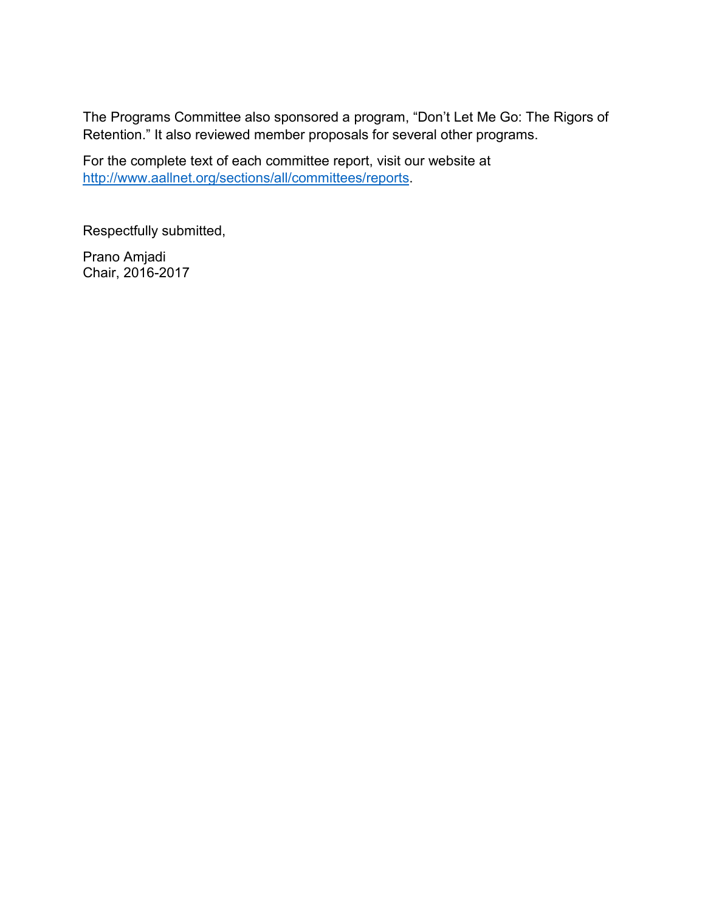The Programs Committee also sponsored a program, “Don’t Let Me Go: The Rigors of Retention.” It also reviewed member proposals for several other programs.

For the complete text of each committee report, visit our website at [http://www.aallnet.org/sections/all/committees/reports](http://www.aallnet.org/sections/all/committees/reports).

Respectfully submitted,

Prano Amjadi
Chair, 2016-2017